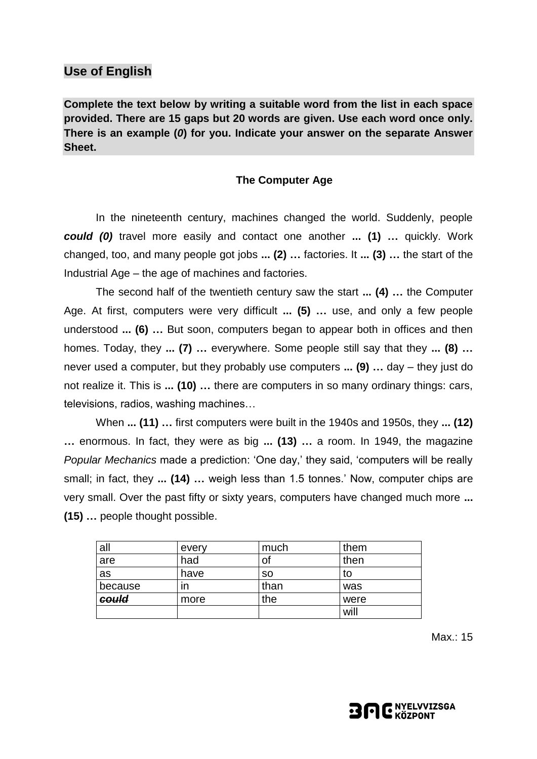## Use of English

**Complete the text below by writing a suitable word from the list in each space provided. There are 15 gaps but 20 words are given. Use each word once only. There is an example (*0*) for you. Indicate your answer on the separate Answer Sheet.**

### The Computer Age

In the nineteenth century, machines changed the world. Suddenly, people ***could (0)*** travel more easily and contact one another **... (1) …** quickly. Work changed, too, and many people got jobs **... (2) …** factories. It **... (3) …** the start of the Industrial Age – the age of machines and factories.

The second half of the twentieth century saw the start **... (4) …** the Computer Age. At first, computers were very difficult **... (5) …** use, and only a few people understood **... (6) …** But soon, computers began to appear both in offices and then homes. Today, they **... (7) …** everywhere. Some people still say that they **... (8) …** never used a computer, but they probably use computers **... (9) …** day – they just do not realize it. This is **... (10) …** there are computers in so many ordinary things: cars, televisions, radios, washing machines…

When **... (11) …** first computers were built in the 1940s and 1950s, they **... (12) …** enormous. In fact, they were as big **... (13) …** a room. In 1949, the magazine *Popular Mechanics* made a prediction: 'One day,' they said, 'computers will be really small; in fact, they **... (14) …** weigh less than 1.5 tonnes.' Now, computer chips are very small. Over the past fifty or sixty years, computers have changed much more **... (15) …** people thought possible.

| all | every | much | them |
|---|---|---|---|
| are | had | of | then |
| as | have | so | to |
| because | in | than | was |
| ~~***could***~~ | more | the | were |
| | | | will |

Max.: 15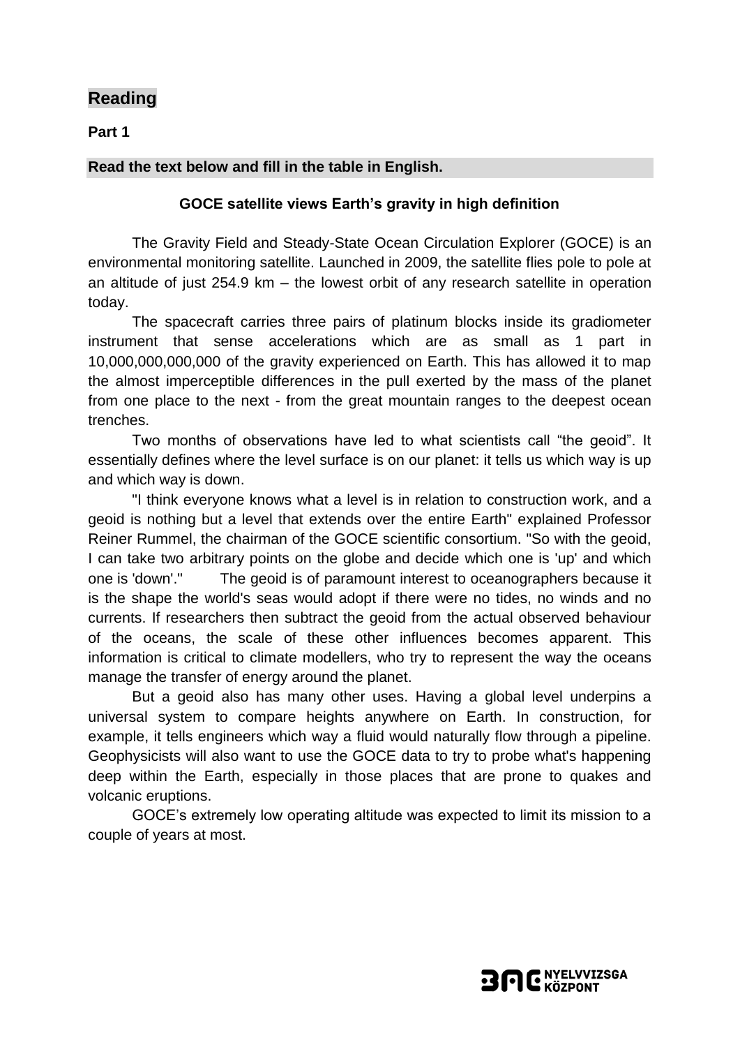## Reading

**Part 1**

**Read the text below and fill in the table in English.**

### GOCE satellite views Earth's gravity in high definition

The Gravity Field and Steady-State Ocean Circulation Explorer (GOCE) is an environmental monitoring satellite. Launched in 2009, the satellite flies pole to pole at an altitude of just 254.9 km – the lowest orbit of any research satellite in operation today.

The spacecraft carries three pairs of platinum blocks inside its gradiometer instrument that sense accelerations which are as small as 1 part in 10,000,000,000,000 of the gravity experienced on Earth. This has allowed it to map the almost imperceptible differences in the pull exerted by the mass of the planet from one place to the next - from the great mountain ranges to the deepest ocean trenches.

Two months of observations have led to what scientists call "the geoid". It essentially defines where the level surface is on our planet: it tells us which way is up and which way is down.

"I think everyone knows what a level is in relation to construction work, and a geoid is nothing but a level that extends over the entire Earth" explained Professor Reiner Rummel, the chairman of the GOCE scientific consortium. "So with the geoid, I can take two arbitrary points on the globe and decide which one is 'up' and which one is 'down'." The geoid is of paramount interest to oceanographers because it is the shape the world's seas would adopt if there were no tides, no winds and no currents. If researchers then subtract the geoid from the actual observed behaviour of the oceans, the scale of these other influences becomes apparent. This information is critical to climate modellers, who try to represent the way the oceans manage the transfer of energy around the planet.

But a geoid also has many other uses. Having a global level underpins a universal system to compare heights anywhere on Earth. In construction, for example, it tells engineers which way a fluid would naturally flow through a pipeline. Geophysicists will also want to use the GOCE data to try to probe what's happening deep within the Earth, especially in those places that are prone to quakes and volcanic eruptions.

GOCE's extremely low operating altitude was expected to limit its mission to a couple of years at most.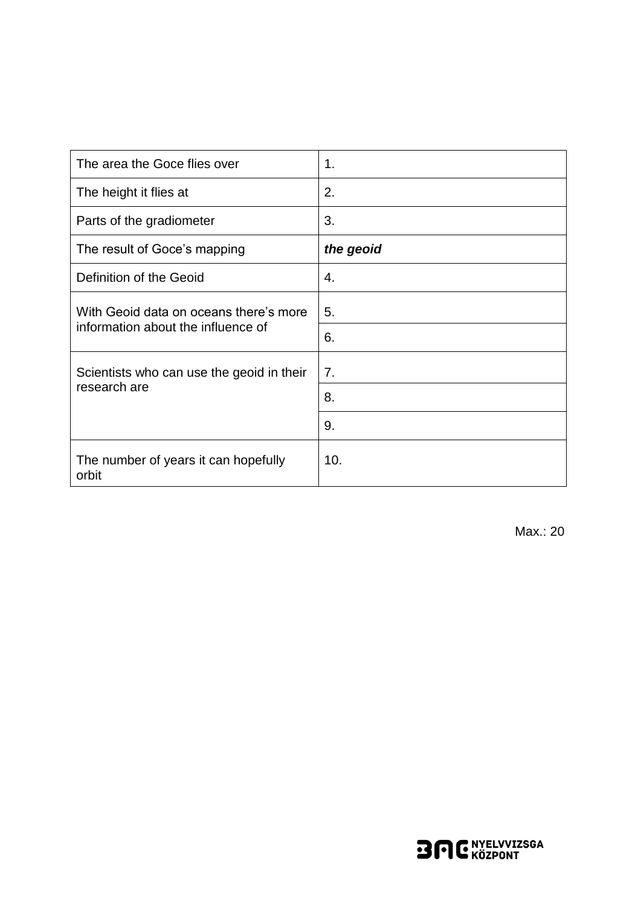| | |
|---|---|
| The area the Goce flies over | 1. |
| The height it flies at | 2. |
| Parts of the gradiometer | 3. |
| The result of Goce's mapping | ***the geoid*** |
| Definition of the Geoid | 4. |
| With Geoid data on oceans there's more information about the influence of | 5. |
| | 6. |
| Scientists who can use the geoid in their research are | 7. |
| | 8. |
| | 9. |
| The number of years it can hopefully orbit | 10. |

Max.: 20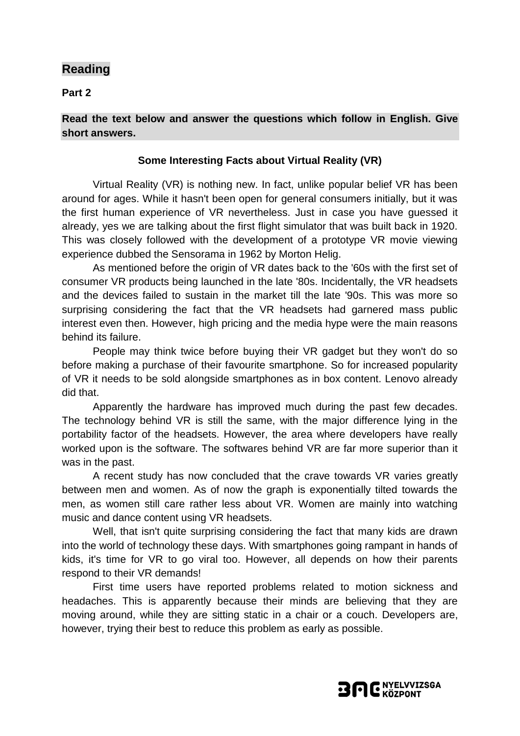## Reading

**Part 2**

**Read the text below and answer the questions which follow in English. Give short answers.**

**Some Interesting Facts about Virtual Reality (VR)**

Virtual Reality (VR) is nothing new. In fact, unlike popular belief VR has been around for ages. While it hasn't been open for general consumers initially, but it was the first human experience of VR nevertheless. Just in case you have guessed it already, yes we are talking about the first flight simulator that was built back in 1920. This was closely followed with the development of a prototype VR movie viewing experience dubbed the Sensorama in 1962 by Morton Helig.

As mentioned before the origin of VR dates back to the '60s with the first set of consumer VR products being launched in the late '80s. Incidentally, the VR headsets and the devices failed to sustain in the market till the late '90s. This was more so surprising considering the fact that the VR headsets had garnered mass public interest even then. However, high pricing and the media hype were the main reasons behind its failure.

People may think twice before buying their VR gadget but they won't do so before making a purchase of their favourite smartphone. So for increased popularity of VR it needs to be sold alongside smartphones as in box content. Lenovo already did that.

Apparently the hardware has improved much during the past few decades. The technology behind VR is still the same, with the major difference lying in the portability factor of the headsets. However, the area where developers have really worked upon is the software. The softwares behind VR are far more superior than it was in the past.

A recent study has now concluded that the crave towards VR varies greatly between men and women. As of now the graph is exponentially tilted towards the men, as women still care rather less about VR. Women are mainly into watching music and dance content using VR headsets.

Well, that isn't quite surprising considering the fact that many kids are drawn into the world of technology these days. With smartphones going rampant in hands of kids, it's time for VR to go viral too. However, all depends on how their parents respond to their VR demands!

First time users have reported problems related to motion sickness and headaches. This is apparently because their minds are believing that they are moving around, while they are sitting static in a chair or a couch. Developers are, however, trying their best to reduce this problem as early as possible.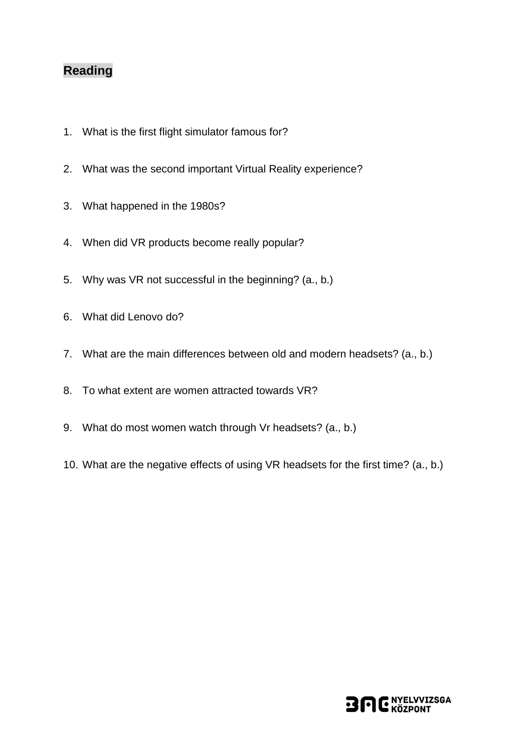## Reading

1. What is the first flight simulator famous for?
2. What was the second important Virtual Reality experience?
3. What happened in the 1980s?
4. When did VR products become really popular?
5. Why was VR not successful in the beginning? (a., b.)
6. What did Lenovo do?
7. What are the main differences between old and modern headsets? (a., b.)
8. To what extent are women attracted towards VR?
9. What do most women watch through Vr headsets? (a., b.)
10. What are the negative effects of using VR headsets for the first time? (a., b.)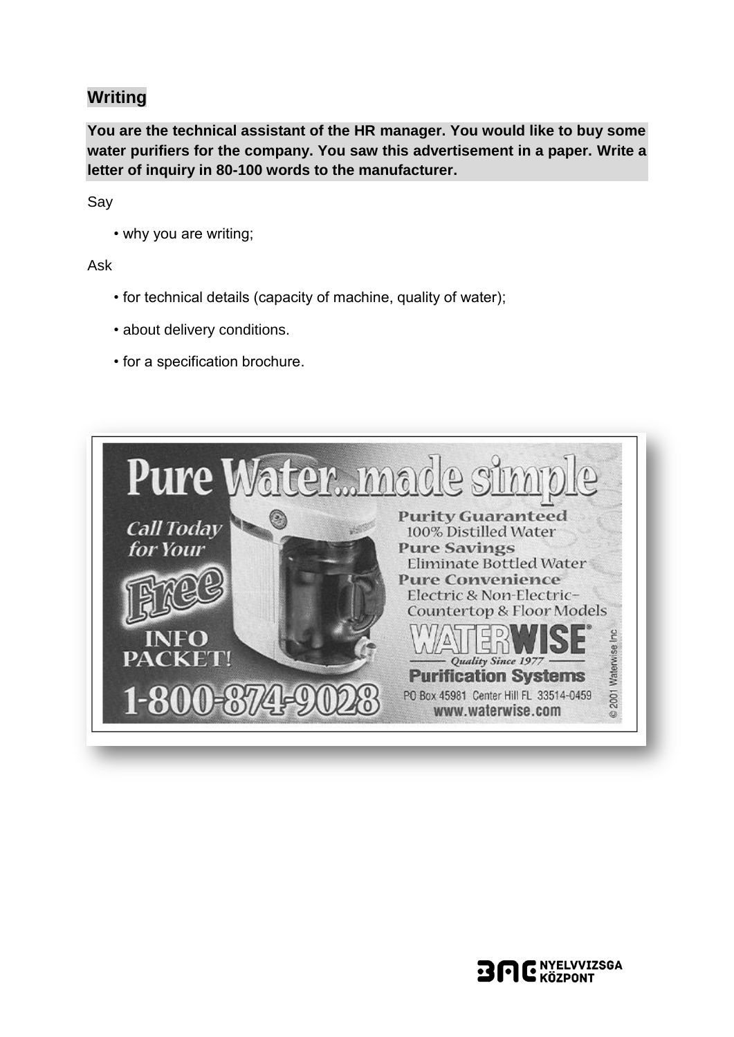## Writing

**You are the technical assistant of the HR manager. You would like to buy some water purifiers for the company. You saw this advertisement in a paper. Write a letter of inquiry in 80-100 words to the manufacturer.**

Say

- why you are writing;

Ask

- for technical details (capacity of machine, quality of water);
- about delivery conditions.
- for a specification brochure.

Pure Water...made simple

Call Today for Your Free INFO PACKET!

1-800-874-9028

Purity Guaranteed
100% Distilled Water

Pure Savings
Eliminate Bottled Water

Pure Convenience
Electric & Non-Electric–
Countertop & Floor Models

WATERWISE®
Quality Since 1977
Purification Systems

PO Box 45981 Center Hill FL 33514-0459
www.waterwise.com

© 2001 Waterwise Inc.